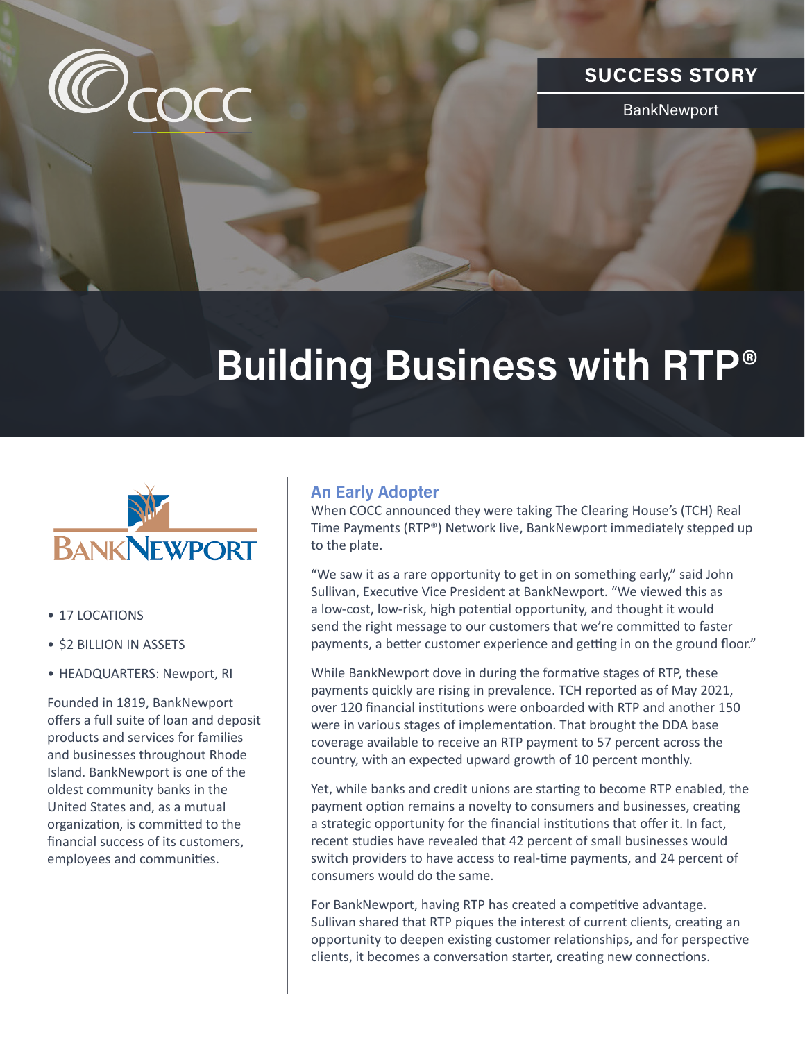SUCCESS STORY

BankNewport

# Building Business with RTP®

- 17 LOCATIONS
- $2 BILLION IN ASSETS
- HEADQUARTERS: Newport, RI

Founded in 1819, BankNewport offers a full suite of loan and deposit products and services for families and businesses throughout Rhode Island. BankNewport is one of the oldest community banks in the United States and, as a mutual organization, is committed to the financial success of its customers, employees and communities.

## An Early Adopter

When COCC announced they were taking The Clearing House's (TCH) Real Time Payments (RTP®) Network live, BankNewport immediately stepped up to the plate.

"We saw it as a rare opportunity to get in on something early," said John Sullivan, Executive Vice President at BankNewport. "We viewed this as a low-cost, low-risk, high potential opportunity, and thought it would send the right message to our customers that we're committed to faster payments, a better customer experience and getting in on the ground floor."

While BankNewport dove in during the formative stages of RTP, these payments quickly are rising in prevalence. TCH reported as of May 2021, over 120 financial institutions were onboarded with RTP and another 150 were in various stages of implementation. That brought the DDA base coverage available to receive an RTP payment to 57 percent across the country, with an expected upward growth of 10 percent monthly.

Yet, while banks and credit unions are starting to become RTP enabled, the payment option remains a novelty to consumers and businesses, creating a strategic opportunity for the financial institutions that offer it. In fact, recent studies have revealed that 42 percent of small businesses would switch providers to have access to real-time payments, and 24 percent of consumers would do the same.

For BankNewport, having RTP has created a competitive advantage. Sullivan shared that RTP piques the interest of current clients, creating an opportunity to deepen existing customer relationships, and for perspective clients, it becomes a conversation starter, creating new connections.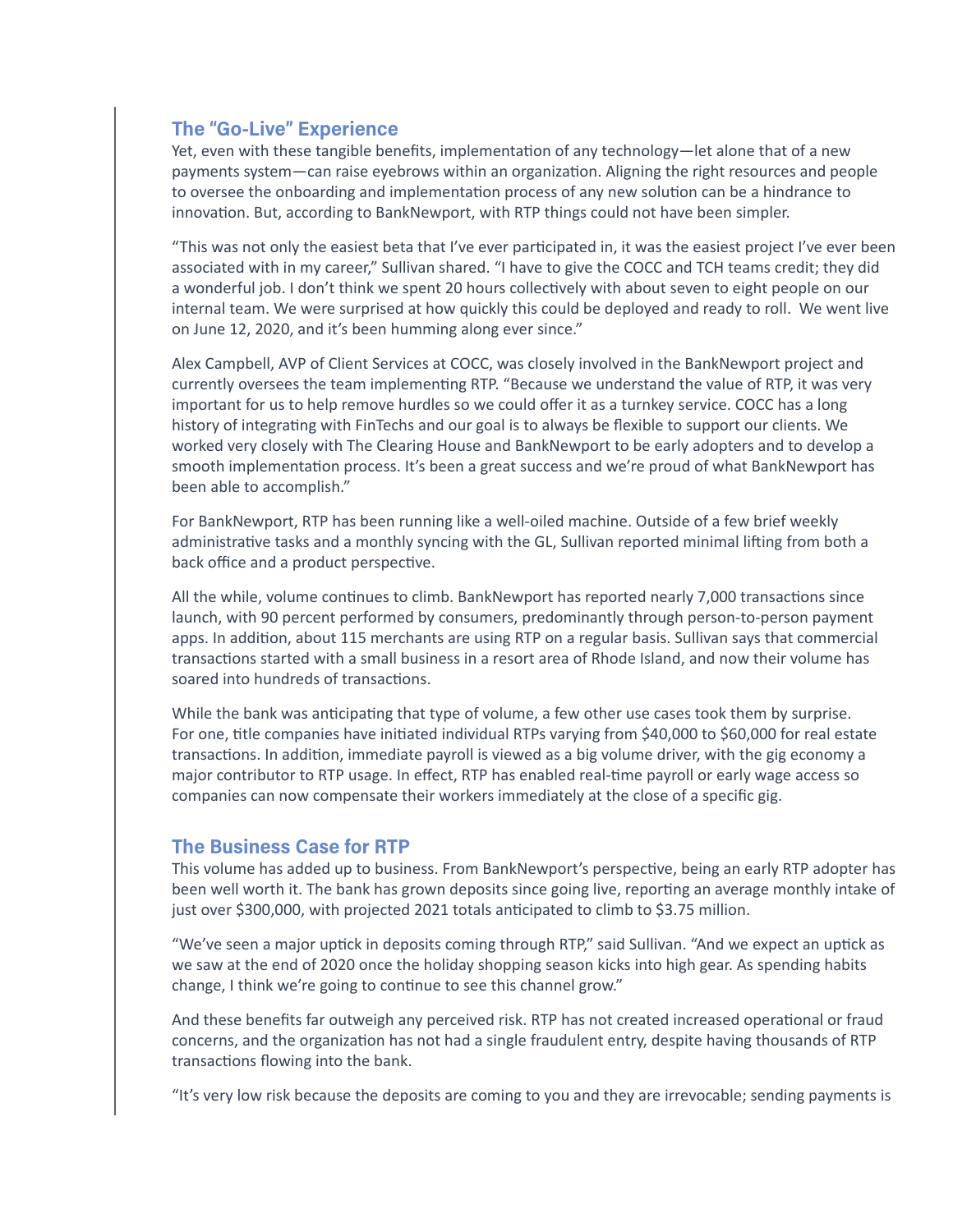## The "Go-Live" Experience

Yet, even with these tangible benefits, implementation of any technology—let alone that of a new payments system—can raise eyebrows within an organization. Aligning the right resources and people to oversee the onboarding and implementation process of any new solution can be a hindrance to innovation. But, according to BankNewport, with RTP things could not have been simpler.

"This was not only the easiest beta that I've ever participated in, it was the easiest project I've ever been associated with in my career," Sullivan shared. "I have to give the COCC and TCH teams credit; they did a wonderful job. I don't think we spent 20 hours collectively with about seven to eight people on our internal team. We were surprised at how quickly this could be deployed and ready to roll. We went live on June 12, 2020, and it's been humming along ever since."

Alex Campbell, AVP of Client Services at COCC, was closely involved in the BankNewport project and currently oversees the team implementing RTP. "Because we understand the value of RTP, it was very important for us to help remove hurdles so we could offer it as a turnkey service. COCC has a long history of integrating with FinTechs and our goal is to always be flexible to support our clients. We worked very closely with The Clearing House and BankNewport to be early adopters and to develop a smooth implementation process. It's been a great success and we're proud of what BankNewport has been able to accomplish."

For BankNewport, RTP has been running like a well-oiled machine. Outside of a few brief weekly administrative tasks and a monthly syncing with the GL, Sullivan reported minimal lifting from both a back office and a product perspective.

All the while, volume continues to climb. BankNewport has reported nearly 7,000 transactions since launch, with 90 percent performed by consumers, predominantly through person-to-person payment apps. In addition, about 115 merchants are using RTP on a regular basis. Sullivan says that commercial transactions started with a small business in a resort area of Rhode Island, and now their volume has soared into hundreds of transactions.

While the bank was anticipating that type of volume, a few other use cases took them by surprise. For one, title companies have initiated individual RTPs varying from $40,000 to $60,000 for real estate transactions. In addition, immediate payroll is viewed as a big volume driver, with the gig economy a major contributor to RTP usage. In effect, RTP has enabled real-time payroll or early wage access so companies can now compensate their workers immediately at the close of a specific gig.

## The Business Case for RTP

This volume has added up to business. From BankNewport's perspective, being an early RTP adopter has been well worth it. The bank has grown deposits since going live, reporting an average monthly intake of just over $300,000, with projected 2021 totals anticipated to climb to $3.75 million.

"We've seen a major uptick in deposits coming through RTP," said Sullivan. "And we expect an uptick as we saw at the end of 2020 once the holiday shopping season kicks into high gear. As spending habits change, I think we're going to continue to see this channel grow."

And these benefits far outweigh any perceived risk. RTP has not created increased operational or fraud concerns, and the organization has not had a single fraudulent entry, despite having thousands of RTP transactions flowing into the bank.

"It's very low risk because the deposits are coming to you and they are irrevocable; sending payments is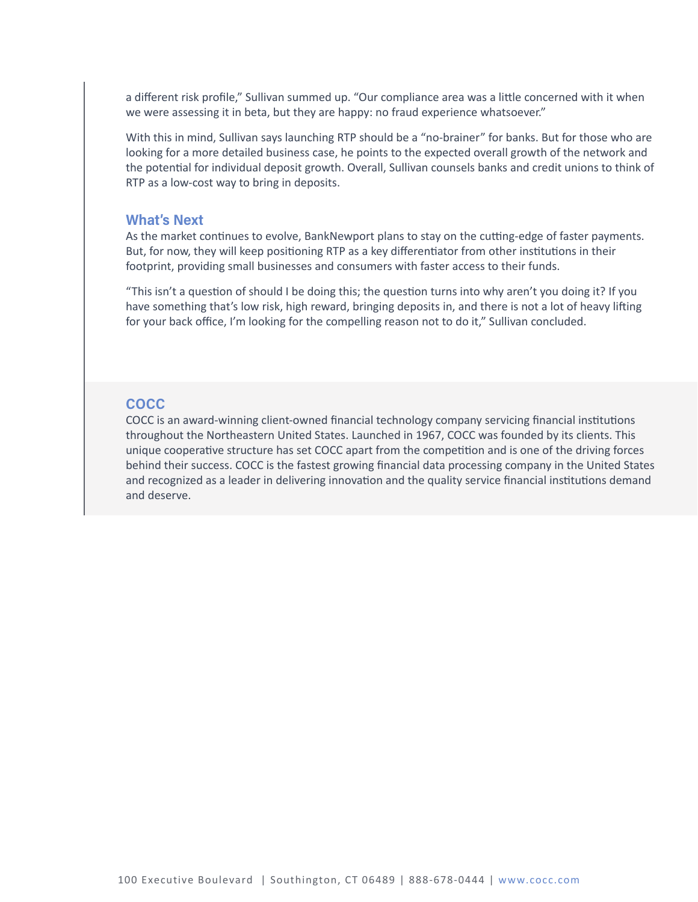a different risk profile," Sullivan summed up. "Our compliance area was a little concerned with it when we were assessing it in beta, but they are happy: no fraud experience whatsoever."

With this in mind, Sullivan says launching RTP should be a "no-brainer" for banks. But for those who are looking for a more detailed business case, he points to the expected overall growth of the network and the potential for individual deposit growth. Overall, Sullivan counsels banks and credit unions to think of RTP as a low-cost way to bring in deposits.

## What's Next

As the market continues to evolve, BankNewport plans to stay on the cutting-edge of faster payments. But, for now, they will keep positioning RTP as a key differentiator from other institutions in their footprint, providing small businesses and consumers with faster access to their funds.

"This isn't a question of should I be doing this; the question turns into why aren't you doing it? If you have something that's low risk, high reward, bringing deposits in, and there is not a lot of heavy lifting for your back office, I'm looking for the compelling reason not to do it," Sullivan concluded.

## COCC

COCC is an award-winning client-owned financial technology company servicing financial institutions throughout the Northeastern United States. Launched in 1967, COCC was founded by its clients. This unique cooperative structure has set COCC apart from the competition and is one of the driving forces behind their success. COCC is the fastest growing financial data processing company in the United States and recognized as a leader in delivering innovation and the quality service financial institutions demand and deserve.

100 Executive Boulevard | Southington, CT 06489 | 888-678-0444 | www.cocc.com